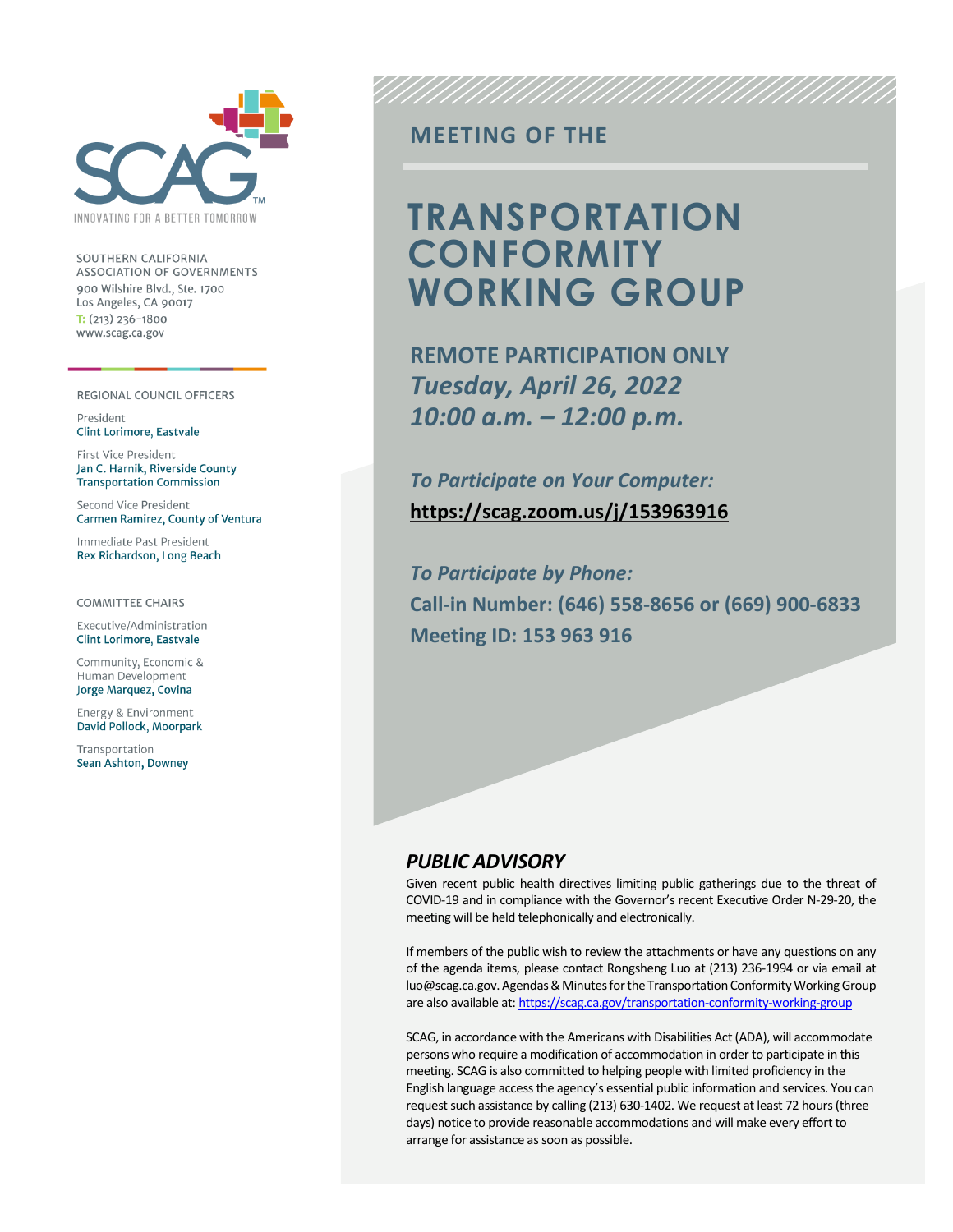SCAG

INNOVATING FOR A BETTER TOMORROW

SOUTHERN CALIFORNIA ASSOCIATION OF GOVERNMENTS
900 Wilshire Blvd., Ste. 1700
Los Angeles, CA 90017
T: (213) 236-1800
www.scag.ca.gov

REGIONAL COUNCIL OFFICERS

President
Clint Lorimore, Eastvale

First Vice President
Jan C. Harnik, Riverside County Transportation Commission

Second Vice President
Carmen Ramirez, County of Ventura

Immediate Past President
Rex Richardson, Long Beach

COMMITTEE CHAIRS

Executive/Administration
Clint Lorimore, Eastvale

Community, Economic & Human Development
Jorge Marquez, Covina

Energy & Environment
David Pollock, Moorpark

Transportation
Sean Ashton, Downey

## MEETING OF THE

# TRANSPORTATION CONFORMITY WORKING GROUP

**REMOTE PARTICIPATION ONLY**
***Tuesday, April 26, 2022***
***10:00 a.m. – 12:00 p.m.***

***To Participate on Your Computer:***
**https://scag.zoom.us/j/153963916**

***To Participate by Phone:***
**Call-in Number: (646) 558-8656 or (669) 900-6833**
**Meeting ID: 153 963 916**

### *PUBLIC ADVISORY*

Given recent public health directives limiting public gatherings due to the threat of COVID-19 and in compliance with the Governor's recent Executive Order N-29-20, the meeting will be held telephonically and electronically.

If members of the public wish to review the attachments or have any questions on any of the agenda items, please contact Rongsheng Luo at (213) 236-1994 or via email at luo@scag.ca.gov. Agendas & Minutes for the Transportation Conformity Working Group are also available at: https://scag.ca.gov/transportation-conformity-working-group

SCAG, in accordance with the Americans with Disabilities Act (ADA), will accommodate persons who require a modification of accommodation in order to participate in this meeting. SCAG is also committed to helping people with limited proficiency in the English language access the agency's essential public information and services. You can request such assistance by calling (213) 630-1402. We request at least 72 hours (three days) notice to provide reasonable accommodations and will make every effort to arrange for assistance as soon as possible.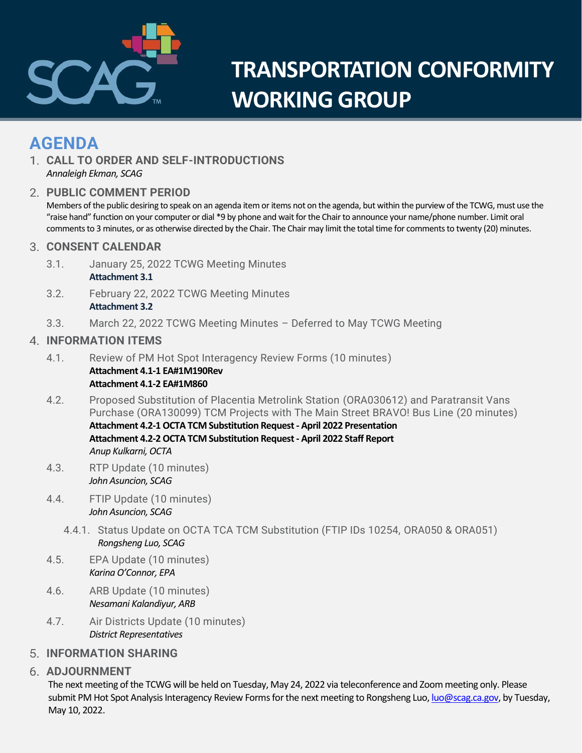# TRANSPORTATION CONFORMITY WORKING GROUP

## AGENDA

1. **CALL TO ORDER AND SELF-INTRODUCTIONS**
   *Annaleigh Ekman, SCAG*

2. **PUBLIC COMMENT PERIOD**
   Members of the public desiring to speak on an agenda item or items not on the agenda, but within the purview of the TCWG, must use the "raise hand" function on your computer or dial *9 by phone and wait for the Chair to announce your name/phone number. Limit oral comments to 3 minutes, or as otherwise directed by the Chair. The Chair may limit the total time for comments to twenty (20) minutes.

3. **CONSENT CALENDAR**
   - 3.1. January 25, 2022 TCWG Meeting Minutes
     **Attachment 3.1**
   - 3.2. February 22, 2022 TCWG Meeting Minutes
     **Attachment 3.2**
   - 3.3. March 22, 2022 TCWG Meeting Minutes – Deferred to May TCWG Meeting

4. **INFORMATION ITEMS**
   - 4.1. Review of PM Hot Spot Interagency Review Forms (10 minutes)
     **Attachment 4.1-1 EA#1M190Rev**
     **Attachment 4.1-2 EA#1M860**
   - 4.2. Proposed Substitution of Placentia Metrolink Station (ORA030612) and Paratransit Vans Purchase (ORA130099) TCM Projects with The Main Street BRAVO! Bus Line (20 minutes)
     **Attachment 4.2-1 OCTA TCM Substitution Request - April 2022 Presentation**
     **Attachment 4.2-2 OCTA TCM Substitution Request - April 2022 Staff Report**
     *Anup Kulkarni, OCTA*
   - 4.3. RTP Update (10 minutes)
     *John Asuncion, SCAG*
   - 4.4. FTIP Update (10 minutes)
     *John Asuncion, SCAG*
     - 4.4.1. Status Update on OCTA TCA TCM Substitution (FTIP IDs 10254, ORA050 & ORA051)
       *Rongsheng Luo, SCAG*
   - 4.5. EPA Update (10 minutes)
     *Karina O'Connor, EPA*
   - 4.6. ARB Update (10 minutes)
     *Nesamani Kalandiyur, ARB*
   - 4.7. Air Districts Update (10 minutes)
     *District Representatives*

5. **INFORMATION SHARING**

6. **ADJOURNMENT**
   The next meeting of the TCWG will be held on Tuesday, May 24, 2022 via teleconference and Zoom meeting only. Please submit PM Hot Spot Analysis Interagency Review Forms for the next meeting to Rongsheng Luo, luo@scag.ca.gov, by Tuesday, May 10, 2022.